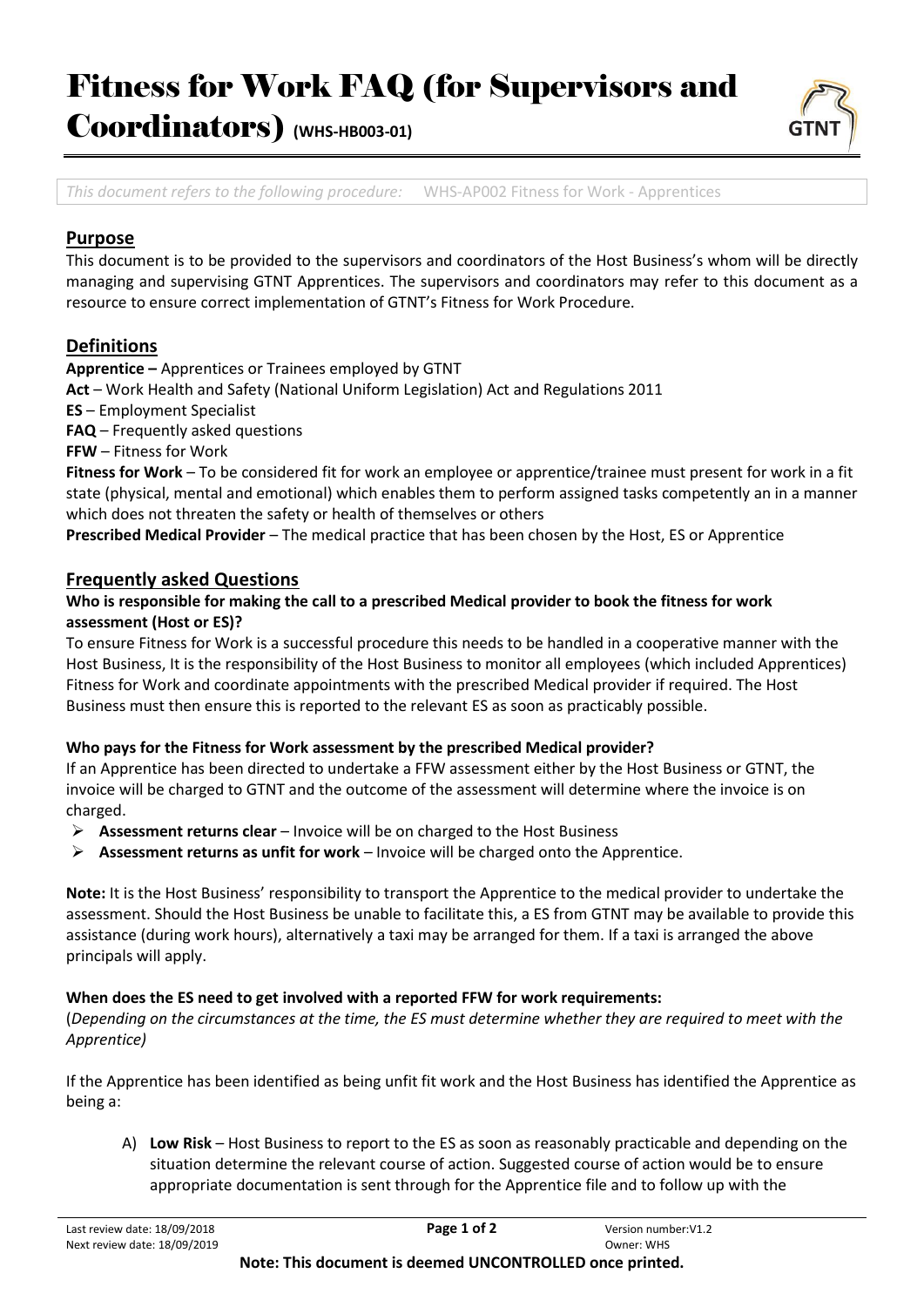# Fitness for Work FAQ (for Supervisors and Coordinators) (WHS-HB003-01)

*This document refers to the following procedure:* WHS-AP002 Fitness for Work - Apprentices

## Purpose

This document is to be provided to the supervisors and coordinators of the Host Business's whom will be directly managing and supervising GTNT Apprentices. The supervisors and coordinators may refer to this document as a resource to ensure correct implementation of GTNT's Fitness for Work Procedure.

## Definitions

**Apprentice –** Apprentices or Trainees employed by GTNT
**Act** – Work Health and Safety (National Uniform Legislation) Act and Regulations 2011
**ES** – Employment Specialist
**FAQ** – Frequently asked questions
**FFW** – Fitness for Work
**Fitness for Work** – To be considered fit for work an employee or apprentice/trainee must present for work in a fit state (physical, mental and emotional) which enables them to perform assigned tasks competently an in a manner which does not threaten the safety or health of themselves or others
**Prescribed Medical Provider** – The medical practice that has been chosen by the Host, ES or Apprentice

## Frequently asked Questions

**Who is responsible for making the call to a prescribed Medical provider to book the fitness for work assessment (Host or ES)?**

To ensure Fitness for Work is a successful procedure this needs to be handled in a cooperative manner with the Host Business, It is the responsibility of the Host Business to monitor all employees (which included Apprentices) Fitness for Work and coordinate appointments with the prescribed Medical provider if required. The Host Business must then ensure this is reported to the relevant ES as soon as practicably possible.

**Who pays for the Fitness for Work assessment by the prescribed Medical provider?**

If an Apprentice has been directed to undertake a FFW assessment either by the Host Business or GTNT, the invoice will be charged to GTNT and the outcome of the assessment will determine where the invoice is on charged.

- **Assessment returns clear** – Invoice will be on charged to the Host Business
- **Assessment returns as unfit for work** – Invoice will be charged onto the Apprentice.

**Note:** It is the Host Business' responsibility to transport the Apprentice to the medical provider to undertake the assessment. Should the Host Business be unable to facilitate this, a ES from GTNT may be available to provide this assistance (during work hours), alternatively a taxi may be arranged for them. If a taxi is arranged the above principals will apply.

**When does the ES need to get involved with a reported FFW for work requirements:**

(*Depending on the circumstances at the time, the ES must determine whether they are required to meet with the Apprentice)*

If the Apprentice has been identified as being unfit fit work and the Host Business has identified the Apprentice as being a:

A) **Low Risk** – Host Business to report to the ES as soon as reasonably practicable and depending on the situation determine the relevant course of action. Suggested course of action would be to ensure appropriate documentation is sent through for the Apprentice file and to follow up with the

Last review date: 18/09/2018
Next review date: 18/09/2019
Version number:V1.2
Owner: WHS

**Note: This document is deemed UNCONTROLLED once printed.**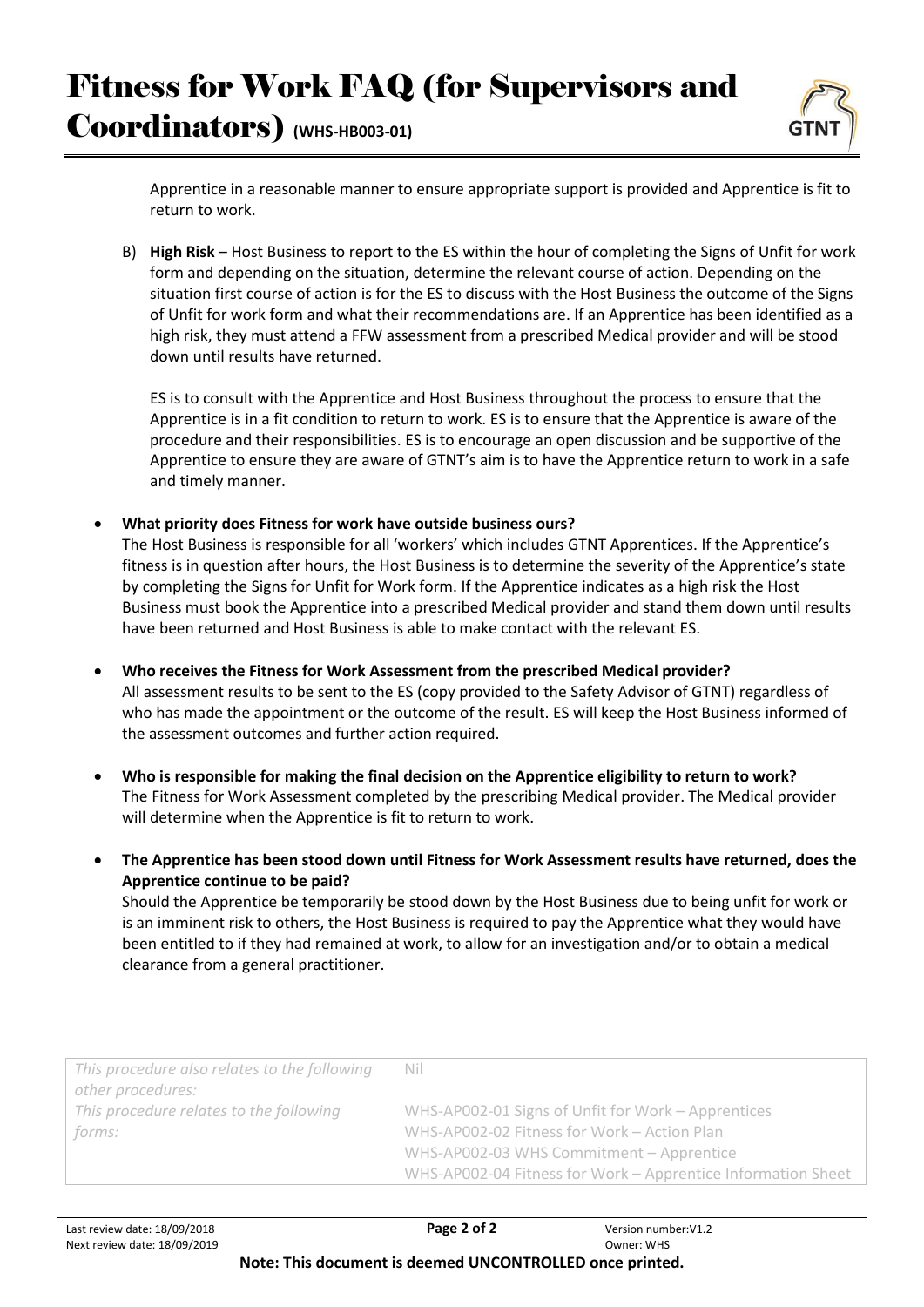Apprentice in a reasonable manner to ensure appropriate support is provided and Apprentice is fit to return to work.

B) **High Risk** – Host Business to report to the ES within the hour of completing the Signs of Unfit for work form and depending on the situation, determine the relevant course of action. Depending on the situation first course of action is for the ES to discuss with the Host Business the outcome of the Signs of Unfit for work form and what their recommendations are. If an Apprentice has been identified as a high risk, they must attend a FFW assessment from a prescribed Medical provider and will be stood down until results have returned.

   ES is to consult with the Apprentice and Host Business throughout the process to ensure that the Apprentice is in a fit condition to return to work. ES is to ensure that the Apprentice is aware of the procedure and their responsibilities. ES is to encourage an open discussion and be supportive of the Apprentice to ensure they are aware of GTNT's aim is to have the Apprentice return to work in a safe and timely manner.

- **What priority does Fitness for work have outside business ours?**
  The Host Business is responsible for all 'workers' which includes GTNT Apprentices. If the Apprentice's fitness is in question after hours, the Host Business is to determine the severity of the Apprentice's state by completing the Signs for Unfit for Work form. If the Apprentice indicates as a high risk the Host Business must book the Apprentice into a prescribed Medical provider and stand them down until results have been returned and Host Business is able to make contact with the relevant ES.

- **Who receives the Fitness for Work Assessment from the prescribed Medical provider?**
  All assessment results to be sent to the ES (copy provided to the Safety Advisor of GTNT) regardless of who has made the appointment or the outcome of the result. ES will keep the Host Business informed of the assessment outcomes and further action required.

- **Who is responsible for making the final decision on the Apprentice eligibility to return to work?**
  The Fitness for Work Assessment completed by the prescribing Medical provider. The Medical provider will determine when the Apprentice is fit to return to work.

- **The Apprentice has been stood down until Fitness for Work Assessment results have returned, does the Apprentice continue to be paid?**
  Should the Apprentice be temporarily be stood down by the Host Business due to being unfit for work or is an imminent risk to others, the Host Business is required to pay the Apprentice what they would have been entitled to if they had remained at work, to allow for an investigation and/or to obtain a medical clearance from a general practitioner.

| | |
|---|---|
| *This procedure also relates to the following other procedures:* | Nil |
| *This procedure relates to the following forms:* | WHS-AP002-01 Signs of Unfit for Work – Apprentices<br>WHS-AP002-02 Fitness for Work – Action Plan<br>WHS-AP002-03 WHS Commitment – Apprentice<br>WHS-AP002-04 Fitness for Work – Apprentice Information Sheet |

Last review date: 18/09/2018
Next review date: 18/09/2019

Version number:V1.2
Owner: WHS

**Note: This document is deemed UNCONTROLLED once printed.**